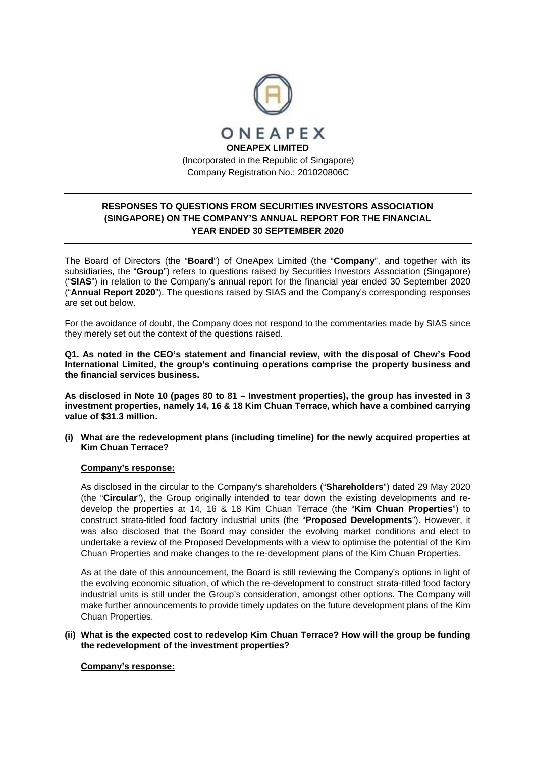ONEAPEX

**ONEAPEX LIMITED**

(Incorporated in the Republic of Singapore)
Company Registration No.: 201020806C

---

**RESPONSES TO QUESTIONS FROM SECURITIES INVESTORS ASSOCIATION (SINGAPORE) ON THE COMPANY'S ANNUAL REPORT FOR THE FINANCIAL YEAR ENDED 30 SEPTEMBER 2020**

---

The Board of Directors (the "**Board**") of OneApex Limited (the "**Company**", and together with its subsidiaries, the "**Group**") refers to questions raised by Securities Investors Association (Singapore) ("**SIAS**") in relation to the Company's annual report for the financial year ended 30 September 2020 ("**Annual Report 2020**"). The questions raised by SIAS and the Company's corresponding responses are set out below.

For the avoidance of doubt, the Company does not respond to the commentaries made by SIAS since they merely set out the context of the questions raised.

**Q1. As noted in the CEO's statement and financial review, with the disposal of Chew's Food International Limited, the group's continuing operations comprise the property business and the financial services business.**

**As disclosed in Note 10 (pages 80 to 81 – Investment properties), the group has invested in 3 investment properties, namely 14, 16 & 18 Kim Chuan Terrace, which have a combined carrying value of $31.3 million.**

**(i) What are the redevelopment plans (including timeline) for the newly acquired properties at Kim Chuan Terrace?**

**Company's response:**

As disclosed in the circular to the Company's shareholders ("**Shareholders**") dated 29 May 2020 (the "**Circular**"), the Group originally intended to tear down the existing developments and re-develop the properties at 14, 16 & 18 Kim Chuan Terrace (the "**Kim Chuan Properties**") to construct strata-titled food factory industrial units (the "**Proposed Developments**"). However, it was also disclosed that the Board may consider the evolving market conditions and elect to undertake a review of the Proposed Developments with a view to optimise the potential of the Kim Chuan Properties and make changes to the re-development plans of the Kim Chuan Properties.

As at the date of this announcement, the Board is still reviewing the Company's options in light of the evolving economic situation, of which the re-development to construct strata-titled food factory industrial units is still under the Group's consideration, amongst other options. The Company will make further announcements to provide timely updates on the future development plans of the Kim Chuan Properties.

**(ii) What is the expected cost to redevelop Kim Chuan Terrace? How will the group be funding the redevelopment of the investment properties?**

**Company's response:**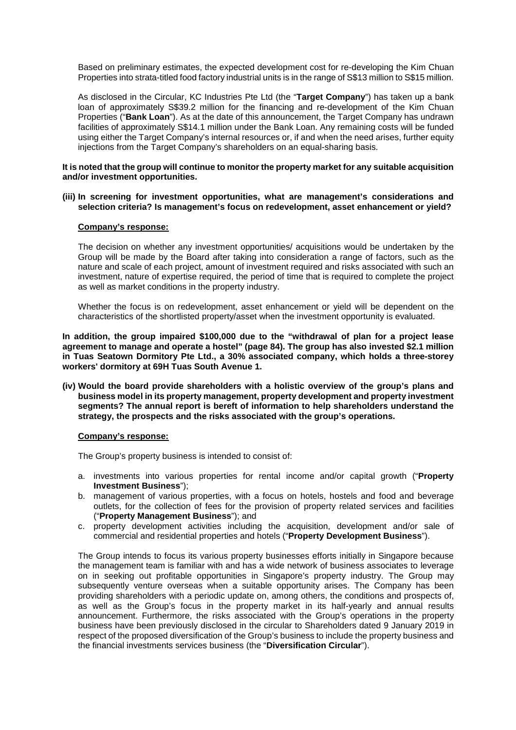Based on preliminary estimates, the expected development cost for re-developing the Kim Chuan Properties into strata-titled food factory industrial units is in the range of S$13 million to S$15 million.

As disclosed in the Circular, KC Industries Pte Ltd (the "**Target Company**") has taken up a bank loan of approximately S$39.2 million for the financing and re-development of the Kim Chuan Properties ("**Bank Loan**"). As at the date of this announcement, the Target Company has undrawn facilities of approximately S$14.1 million under the Bank Loan. Any remaining costs will be funded using either the Target Company's internal resources or, if and when the need arises, further equity injections from the Target Company's shareholders on an equal-sharing basis.

**It is noted that the group will continue to monitor the property market for any suitable acquisition and/or investment opportunities.**

**(iii) In screening for investment opportunities, what are management's considerations and selection criteria? Is management's focus on redevelopment, asset enhancement or yield?**

**Company's response:**

The decision on whether any investment opportunities/ acquisitions would be undertaken by the Group will be made by the Board after taking into consideration a range of factors, such as the nature and scale of each project, amount of investment required and risks associated with such an investment, nature of expertise required, the period of time that is required to complete the project as well as market conditions in the property industry.

Whether the focus is on redevelopment, asset enhancement or yield will be dependent on the characteristics of the shortlisted property/asset when the investment opportunity is evaluated.

**In addition, the group impaired $100,000 due to the "withdrawal of plan for a project lease agreement to manage and operate a hostel" (page 84). The group has also invested $2.1 million in Tuas Seatown Dormitory Pte Ltd., a 30% associated company, which holds a three-storey workers' dormitory at 69H Tuas South Avenue 1.**

**(iv) Would the board provide shareholders with a holistic overview of the group's plans and business model in its property management, property development and property investment segments? The annual report is bereft of information to help shareholders understand the strategy, the prospects and the risks associated with the group's operations.**

**Company's response:**

The Group's property business is intended to consist of:

a. investments into various properties for rental income and/or capital growth ("**Property Investment Business**");
b. management of various properties, with a focus on hotels, hostels and food and beverage outlets, for the collection of fees for the provision of property related services and facilities ("**Property Management Business**"); and
c. property development activities including the acquisition, development and/or sale of commercial and residential properties and hotels ("**Property Development Business**").

The Group intends to focus its various property businesses efforts initially in Singapore because the management team is familiar with and has a wide network of business associates to leverage on in seeking out profitable opportunities in Singapore's property industry. The Group may subsequently venture overseas when a suitable opportunity arises. The Company has been providing shareholders with a periodic update on, among others, the conditions and prospects of, as well as the Group's focus in the property market in its half-yearly and annual results announcement. Furthermore, the risks associated with the Group's operations in the property business have been previously disclosed in the circular to Shareholders dated 9 January 2019 in respect of the proposed diversification of the Group's business to include the property business and the financial investments services business (the "**Diversification Circular**").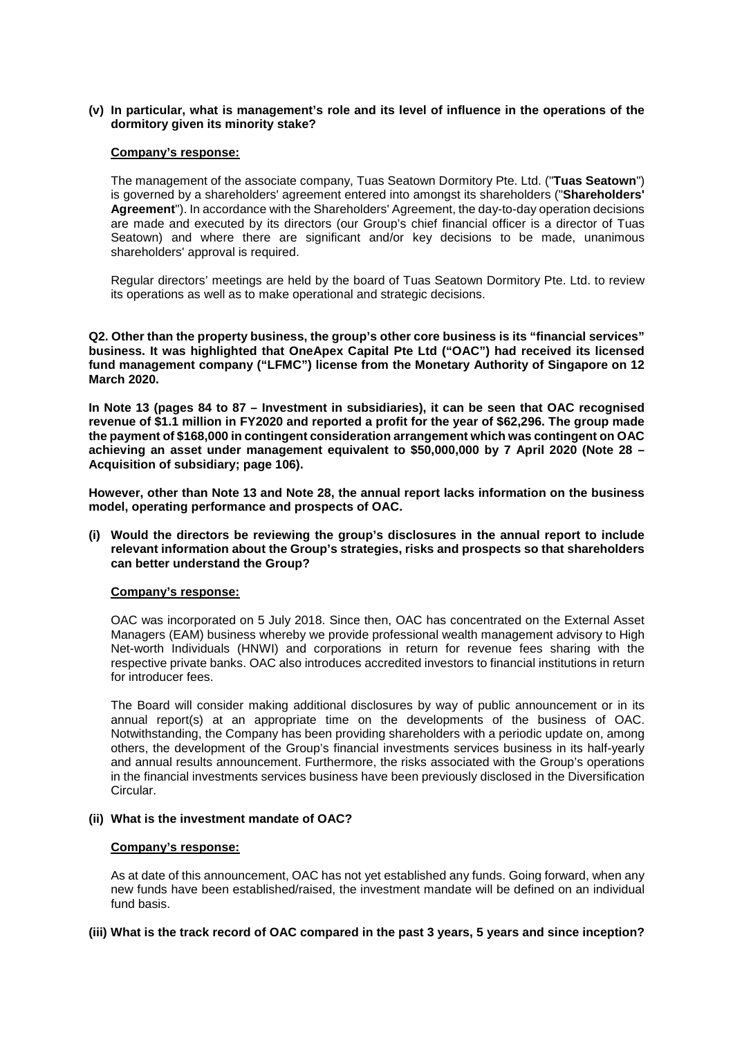**(v) In particular, what is management's role and its level of influence in the operations of the dormitory given its minority stake?**

**Company's response:**

The management of the associate company, Tuas Seatown Dormitory Pte. Ltd. ("**Tuas Seatown**") is governed by a shareholders' agreement entered into amongst its shareholders ("**Shareholders' Agreement**"). In accordance with the Shareholders' Agreement, the day-to-day operation decisions are made and executed by its directors (our Group's chief financial officer is a director of Tuas Seatown) and where there are significant and/or key decisions to be made, unanimous shareholders' approval is required.

Regular directors' meetings are held by the board of Tuas Seatown Dormitory Pte. Ltd. to review its operations as well as to make operational and strategic decisions.

**Q2. Other than the property business, the group's other core business is its "financial services" business. It was highlighted that OneApex Capital Pte Ltd ("OAC") had received its licensed fund management company ("LFMC") license from the Monetary Authority of Singapore on 12 March 2020.**

**In Note 13 (pages 84 to 87 – Investment in subsidiaries), it can be seen that OAC recognised revenue of $1.1 million in FY2020 and reported a profit for the year of $62,296. The group made the payment of $168,000 in contingent consideration arrangement which was contingent on OAC achieving an asset under management equivalent to $50,000,000 by 7 April 2020 (Note 28 – Acquisition of subsidiary; page 106).**

**However, other than Note 13 and Note 28, the annual report lacks information on the business model, operating performance and prospects of OAC.**

**(i) Would the directors be reviewing the group's disclosures in the annual report to include relevant information about the Group's strategies, risks and prospects so that shareholders can better understand the Group?**

**Company's response:**

OAC was incorporated on 5 July 2018. Since then, OAC has concentrated on the External Asset Managers (EAM) business whereby we provide professional wealth management advisory to High Net-worth Individuals (HNWI) and corporations in return for revenue fees sharing with the respective private banks. OAC also introduces accredited investors to financial institutions in return for introducer fees.

The Board will consider making additional disclosures by way of public announcement or in its annual report(s) at an appropriate time on the developments of the business of OAC. Notwithstanding, the Company has been providing shareholders with a periodic update on, among others, the development of the Group's financial investments services business in its half-yearly and annual results announcement. Furthermore, the risks associated with the Group's operations in the financial investments services business have been previously disclosed in the Diversification Circular.

**(ii) What is the investment mandate of OAC?**

**Company's response:**

As at date of this announcement, OAC has not yet established any funds. Going forward, when any new funds have been established/raised, the investment mandate will be defined on an individual fund basis.

**(iii) What is the track record of OAC compared in the past 3 years, 5 years and since inception?**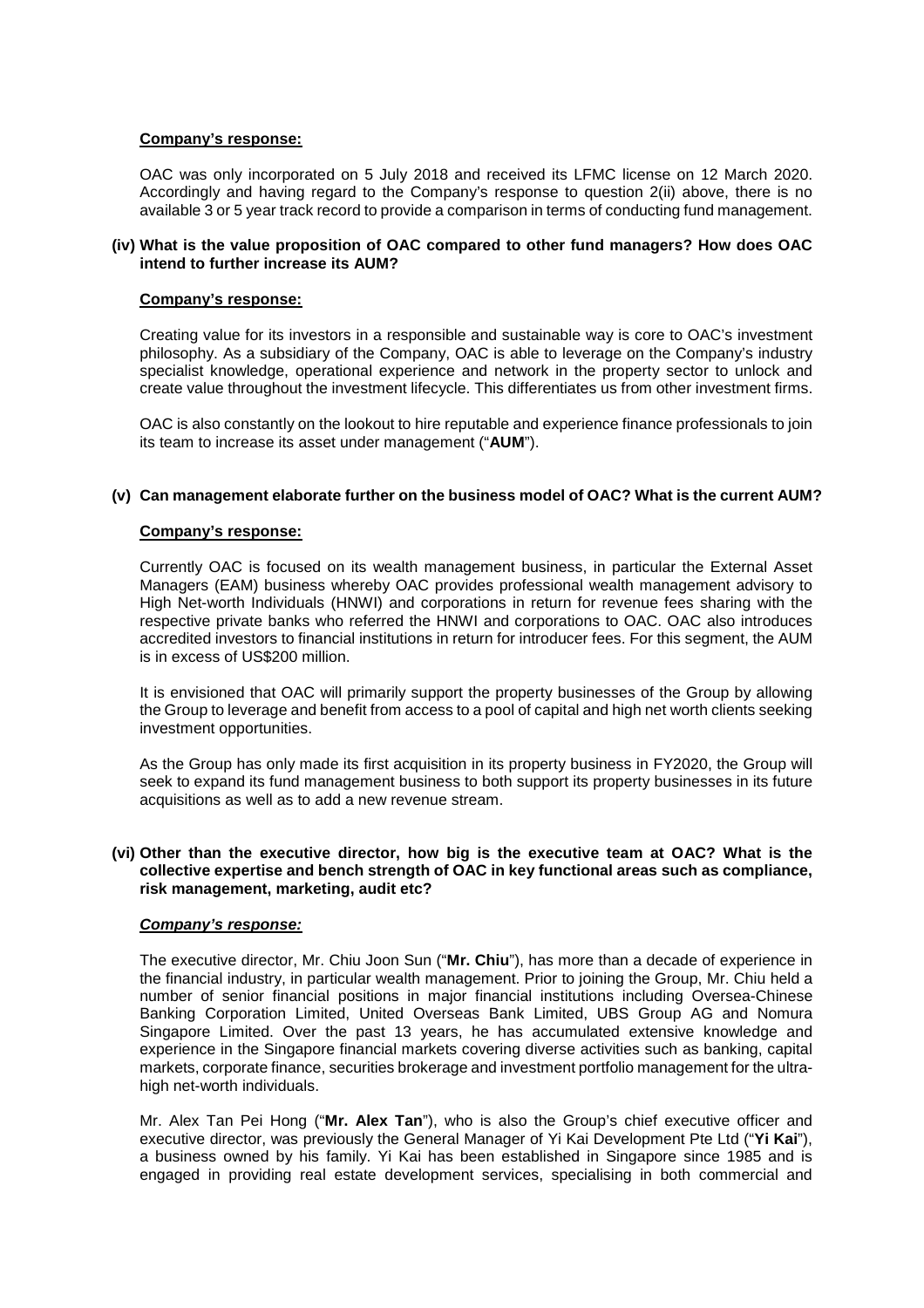**Company's response:**

OAC was only incorporated on 5 July 2018 and received its LFMC license on 12 March 2020. Accordingly and having regard to the Company's response to question 2(ii) above, there is no available 3 or 5 year track record to provide a comparison in terms of conducting fund management.

**(iv) What is the value proposition of OAC compared to other fund managers? How does OAC intend to further increase its AUM?**

**Company's response:**

Creating value for its investors in a responsible and sustainable way is core to OAC's investment philosophy. As a subsidiary of the Company, OAC is able to leverage on the Company's industry specialist knowledge, operational experience and network in the property sector to unlock and create value throughout the investment lifecycle. This differentiates us from other investment firms.

OAC is also constantly on the lookout to hire reputable and experience finance professionals to join its team to increase its asset under management ("**AUM**").

**(v) Can management elaborate further on the business model of OAC? What is the current AUM?**

**Company's response:**

Currently OAC is focused on its wealth management business, in particular the External Asset Managers (EAM) business whereby OAC provides professional wealth management advisory to High Net-worth Individuals (HNWI) and corporations in return for revenue fees sharing with the respective private banks who referred the HNWI and corporations to OAC. OAC also introduces accredited investors to financial institutions in return for introducer fees. For this segment, the AUM is in excess of US$200 million.

It is envisioned that OAC will primarily support the property businesses of the Group by allowing the Group to leverage and benefit from access to a pool of capital and high net worth clients seeking investment opportunities.

As the Group has only made its first acquisition in its property business in FY2020, the Group will seek to expand its fund management business to both support its property businesses in its future acquisitions as well as to add a new revenue stream.

**(vi) Other than the executive director, how big is the executive team at OAC? What is the collective expertise and bench strength of OAC in key functional areas such as compliance, risk management, marketing, audit etc?**

***Company's response:***

The executive director, Mr. Chiu Joon Sun ("**Mr. Chiu**"), has more than a decade of experience in the financial industry, in particular wealth management. Prior to joining the Group, Mr. Chiu held a number of senior financial positions in major financial institutions including Oversea-Chinese Banking Corporation Limited, United Overseas Bank Limited, UBS Group AG and Nomura Singapore Limited. Over the past 13 years, he has accumulated extensive knowledge and experience in the Singapore financial markets covering diverse activities such as banking, capital markets, corporate finance, securities brokerage and investment portfolio management for the ultra-high net-worth individuals.

Mr. Alex Tan Pei Hong ("**Mr. Alex Tan**"), who is also the Group's chief executive officer and executive director, was previously the General Manager of Yi Kai Development Pte Ltd ("**Yi Kai**"), a business owned by his family. Yi Kai has been established in Singapore since 1985 and is engaged in providing real estate development services, specialising in both commercial and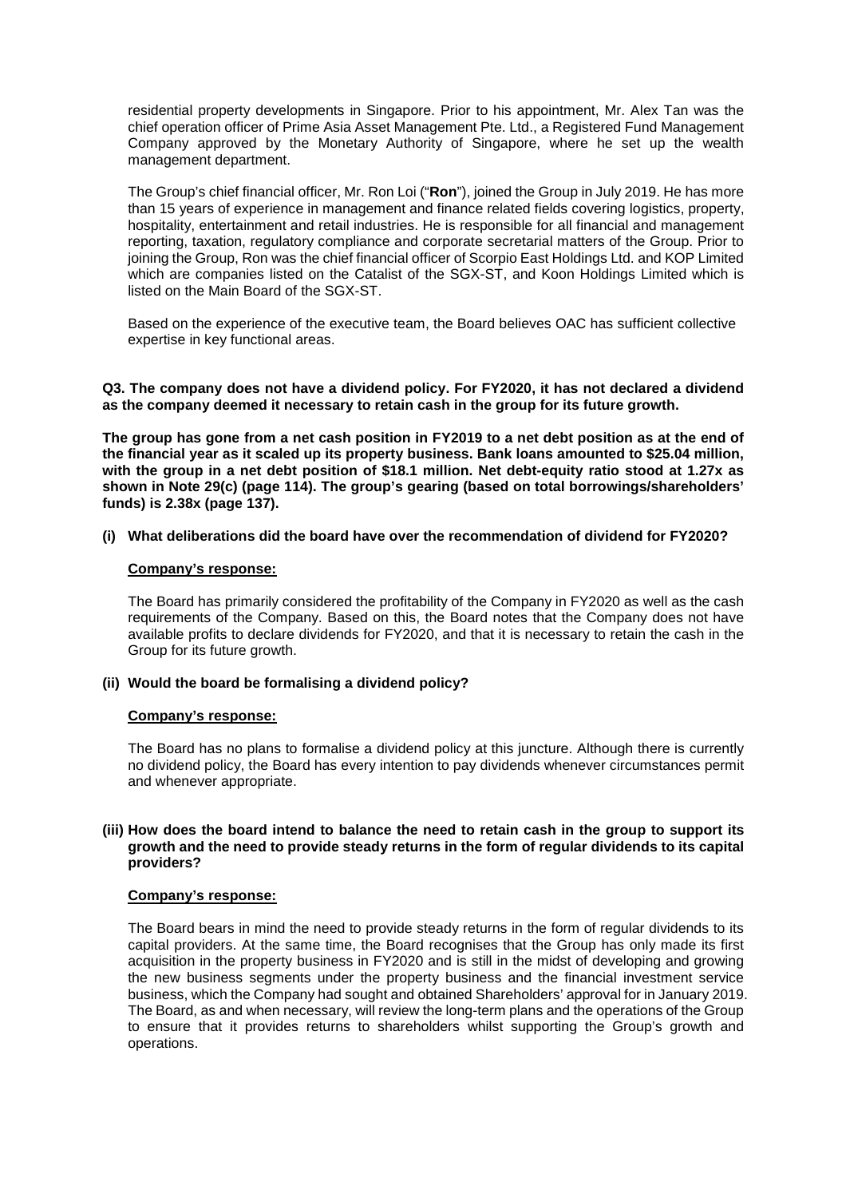residential property developments in Singapore. Prior to his appointment, Mr. Alex Tan was the chief operation officer of Prime Asia Asset Management Pte. Ltd., a Registered Fund Management Company approved by the Monetary Authority of Singapore, where he set up the wealth management department.

The Group's chief financial officer, Mr. Ron Loi ("**Ron**"), joined the Group in July 2019. He has more than 15 years of experience in management and finance related fields covering logistics, property, hospitality, entertainment and retail industries. He is responsible for all financial and management reporting, taxation, regulatory compliance and corporate secretarial matters of the Group. Prior to joining the Group, Ron was the chief financial officer of Scorpio East Holdings Ltd. and KOP Limited which are companies listed on the Catalist of the SGX-ST, and Koon Holdings Limited which is listed on the Main Board of the SGX-ST.

Based on the experience of the executive team, the Board believes OAC has sufficient collective expertise in key functional areas.

**Q3. The company does not have a dividend policy. For FY2020, it has not declared a dividend as the company deemed it necessary to retain cash in the group for its future growth.**

**The group has gone from a net cash position in FY2019 to a net debt position as at the end of the financial year as it scaled up its property business. Bank loans amounted to $25.04 million, with the group in a net debt position of $18.1 million. Net debt-equity ratio stood at 1.27x as shown in Note 29(c) (page 114). The group's gearing (based on total borrowings/shareholders' funds) is 2.38x (page 137).**

**(i) What deliberations did the board have over the recommendation of dividend for FY2020?**

**Company's response:**

The Board has primarily considered the profitability of the Company in FY2020 as well as the cash requirements of the Company. Based on this, the Board notes that the Company does not have available profits to declare dividends for FY2020, and that it is necessary to retain the cash in the Group for its future growth.

**(ii) Would the board be formalising a dividend policy?**

**Company's response:**

The Board has no plans to formalise a dividend policy at this juncture. Although there is currently no dividend policy, the Board has every intention to pay dividends whenever circumstances permit and whenever appropriate.

**(iii) How does the board intend to balance the need to retain cash in the group to support its growth and the need to provide steady returns in the form of regular dividends to its capital providers?**

**Company's response:**

The Board bears in mind the need to provide steady returns in the form of regular dividends to its capital providers. At the same time, the Board recognises that the Group has only made its first acquisition in the property business in FY2020 and is still in the midst of developing and growing the new business segments under the property business and the financial investment service business, which the Company had sought and obtained Shareholders' approval for in January 2019. The Board, as and when necessary, will review the long-term plans and the operations of the Group to ensure that it provides returns to shareholders whilst supporting the Group's growth and operations.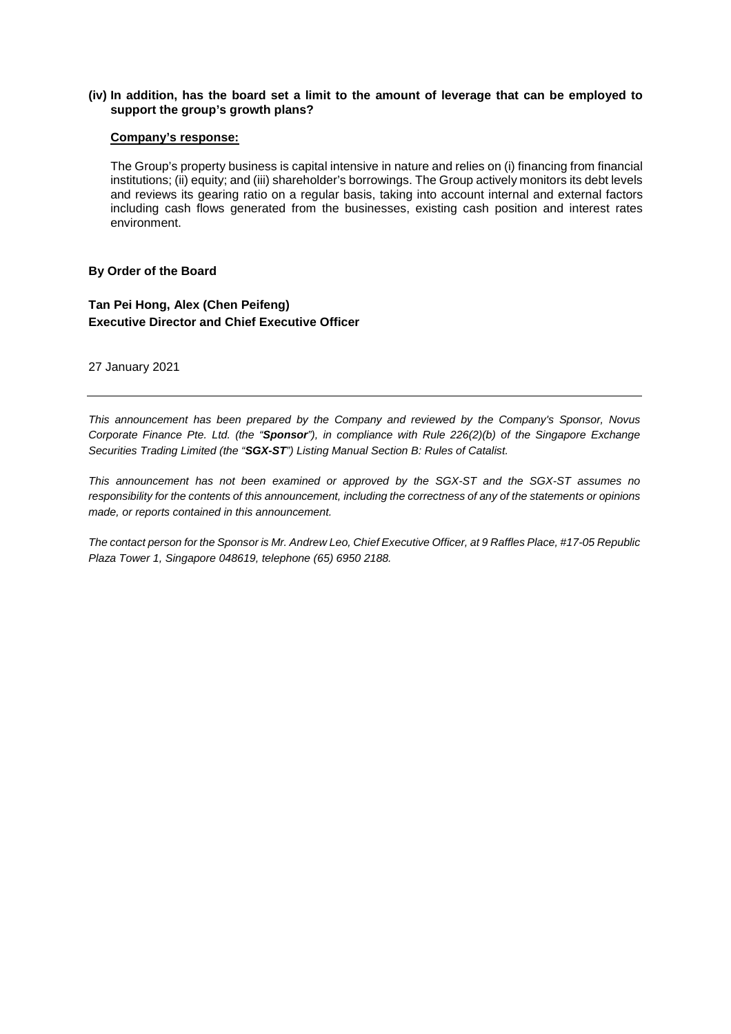**(iv) In addition, has the board set a limit to the amount of leverage that can be employed to support the group's growth plans?**

**Company's response:**

The Group's property business is capital intensive in nature and relies on (i) financing from financial institutions; (ii) equity; and (iii) shareholder's borrowings. The Group actively monitors its debt levels and reviews its gearing ratio on a regular basis, taking into account internal and external factors including cash flows generated from the businesses, existing cash position and interest rates environment.

**By Order of the Board**

**Tan Pei Hong, Alex (Chen Peifeng)**
**Executive Director and Chief Executive Officer**

27 January 2021

---

*This announcement has been prepared by the Company and reviewed by the Company's Sponsor, Novus Corporate Finance Pte. Ltd. (the "**Sponsor**"), in compliance with Rule 226(2)(b) of the Singapore Exchange Securities Trading Limited (the "**SGX-ST**") Listing Manual Section B: Rules of Catalist.*

*This announcement has not been examined or approved by the SGX-ST and the SGX-ST assumes no responsibility for the contents of this announcement, including the correctness of any of the statements or opinions made, or reports contained in this announcement.*

*The contact person for the Sponsor is Mr. Andrew Leo, Chief Executive Officer, at 9 Raffles Place, #17-05 Republic Plaza Tower 1, Singapore 048619, telephone (65) 6950 2188.*